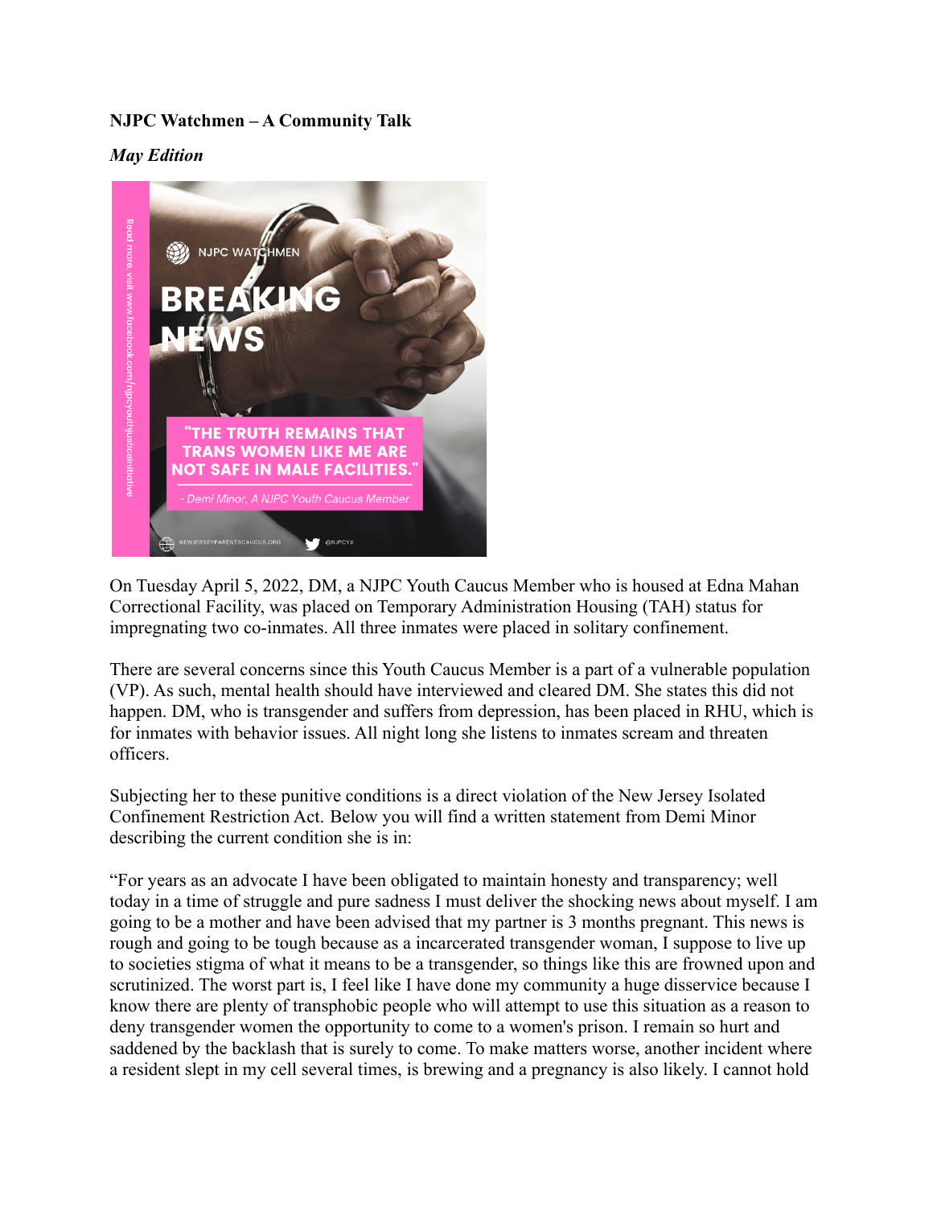**NJPC Watchmen – A Community Talk**

***May Edition***

NJPC WATCHMEN

BREAKING NEWS

"THE TRUTH REMAINS THAT TRANS WOMEN LIKE ME ARE NOT SAFE IN MALE FACILITIES."

- Demi Minor, A NJPC Youth Caucus Member

Read more, visit www.facebook.com/njpcyouthjusticeinitiative

NEWJERSEYPARENTSCAUCUS.ORG @NJPCYJI

On Tuesday April 5, 2022, DM, a NJPC Youth Caucus Member who is housed at Edna Mahan Correctional Facility, was placed on Temporary Administration Housing (TAH) status for impregnating two co-inmates. All three inmates were placed in solitary confinement.

There are several concerns since this Youth Caucus Member is a part of a vulnerable population (VP). As such, mental health should have interviewed and cleared DM. She states this did not happen. DM, who is transgender and suffers from depression, has been placed in RHU, which is for inmates with behavior issues. All night long she listens to inmates scream and threaten officers.

Subjecting her to these punitive conditions is a direct violation of the New Jersey Isolated Confinement Restriction Act. Below you will find a written statement from Demi Minor describing the current condition she is in:

"For years as an advocate I have been obligated to maintain honesty and transparency; well today in a time of struggle and pure sadness I must deliver the shocking news about myself. I am going to be a mother and have been advised that my partner is 3 months pregnant. This news is rough and going to be tough because as a incarcerated transgender woman, I suppose to live up to societies stigma of what it means to be a transgender, so things like this are frowned upon and scrutinized. The worst part is, I feel like I have done my community a huge disservice because I know there are plenty of transphobic people who will attempt to use this situation as a reason to deny transgender women the opportunity to come to a women's prison. I remain so hurt and saddened by the backlash that is surely to come. To make matters worse, another incident where a resident slept in my cell several times, is brewing and a pregnancy is also likely. I cannot hold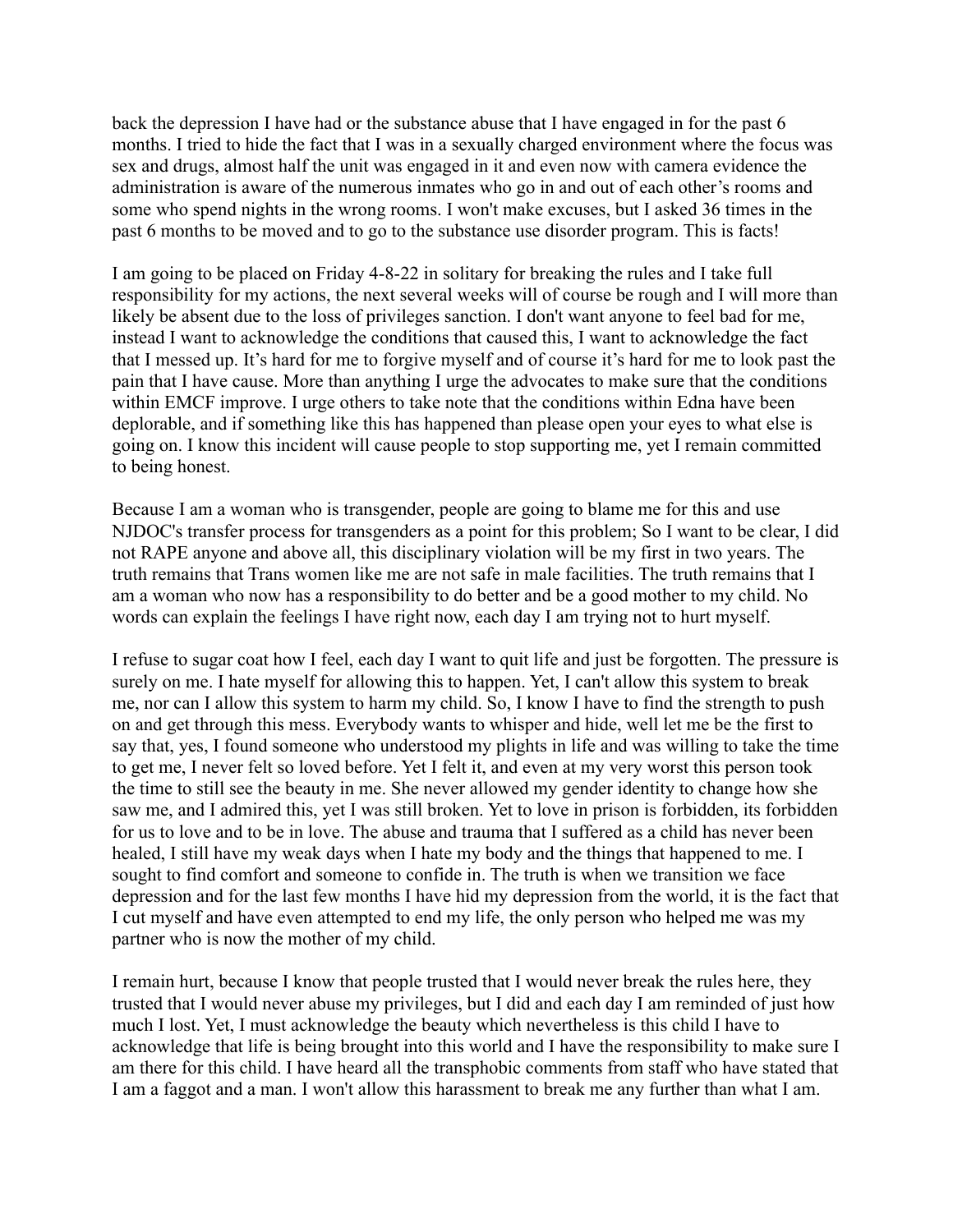back the depression I have had or the substance abuse that I have engaged in for the past 6 months. I tried to hide the fact that I was in a sexually charged environment where the focus was sex and drugs, almost half the unit was engaged in it and even now with camera evidence the administration is aware of the numerous inmates who go in and out of each other's rooms and some who spend nights in the wrong rooms. I won't make excuses, but I asked 36 times in the past 6 months to be moved and to go to the substance use disorder program. This is facts!

I am going to be placed on Friday 4-8-22 in solitary for breaking the rules and I take full responsibility for my actions, the next several weeks will of course be rough and I will more than likely be absent due to the loss of privileges sanction. I don't want anyone to feel bad for me, instead I want to acknowledge the conditions that caused this, I want to acknowledge the fact that I messed up. It's hard for me to forgive myself and of course it's hard for me to look past the pain that I have cause. More than anything I urge the advocates to make sure that the conditions within EMCF improve. I urge others to take note that the conditions within Edna have been deplorable, and if something like this has happened than please open your eyes to what else is going on. I know this incident will cause people to stop supporting me, yet I remain committed to being honest.

Because I am a woman who is transgender, people are going to blame me for this and use NJDOC's transfer process for transgenders as a point for this problem; So I want to be clear, I did not RAPE anyone and above all, this disciplinary violation will be my first in two years. The truth remains that Trans women like me are not safe in male facilities. The truth remains that I am a woman who now has a responsibility to do better and be a good mother to my child. No words can explain the feelings I have right now, each day I am trying not to hurt myself.

I refuse to sugar coat how I feel, each day I want to quit life and just be forgotten. The pressure is surely on me. I hate myself for allowing this to happen. Yet, I can't allow this system to break me, nor can I allow this system to harm my child. So, I know I have to find the strength to push on and get through this mess. Everybody wants to whisper and hide, well let me be the first to say that, yes, I found someone who understood my plights in life and was willing to take the time to get me, I never felt so loved before. Yet I felt it, and even at my very worst this person took the time to still see the beauty in me. She never allowed my gender identity to change how she saw me, and I admired this, yet I was still broken. Yet to love in prison is forbidden, its forbidden for us to love and to be in love. The abuse and trauma that I suffered as a child has never been healed, I still have my weak days when I hate my body and the things that happened to me. I sought to find comfort and someone to confide in. The truth is when we transition we face depression and for the last few months I have hid my depression from the world, it is the fact that I cut myself and have even attempted to end my life, the only person who helped me was my partner who is now the mother of my child.

I remain hurt, because I know that people trusted that I would never break the rules here, they trusted that I would never abuse my privileges, but I did and each day I am reminded of just how much I lost. Yet, I must acknowledge the beauty which nevertheless is this child I have to acknowledge that life is being brought into this world and I have the responsibility to make sure I am there for this child. I have heard all the transphobic comments from staff who have stated that I am a faggot and a man. I won't allow this harassment to break me any further than what I am.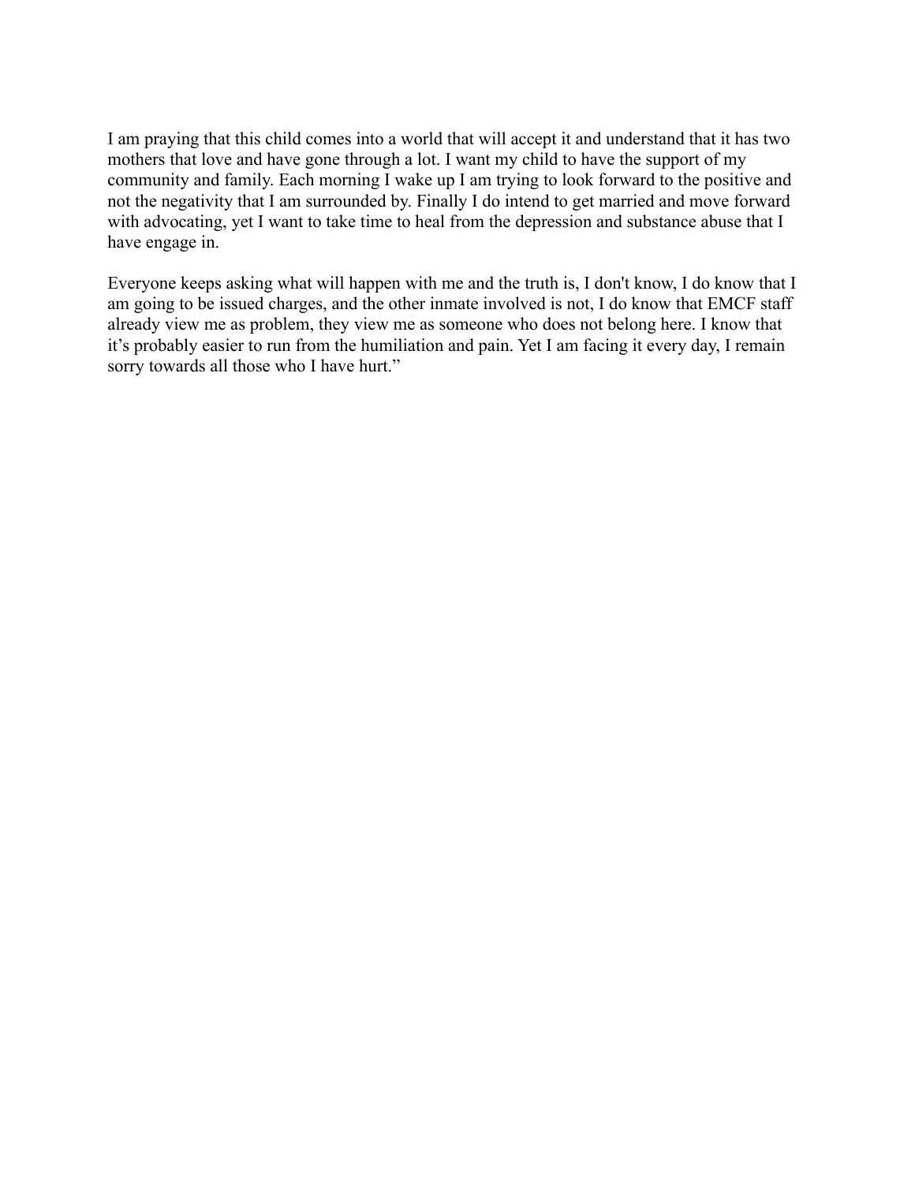I am praying that this child comes into a world that will accept it and understand that it has two mothers that love and have gone through a lot. I want my child to have the support of my community and family. Each morning I wake up I am trying to look forward to the positive and not the negativity that I am surrounded by. Finally I do intend to get married and move forward with advocating, yet I want to take time to heal from the depression and substance abuse that I have engage in.

Everyone keeps asking what will happen with me and the truth is, I don't know, I do know that I am going to be issued charges, and the other inmate involved is not, I do know that EMCF staff already view me as problem, they view me as someone who does not belong here. I know that it's probably easier to run from the humiliation and pain. Yet I am facing it every day, I remain sorry towards all those who I have hurt."